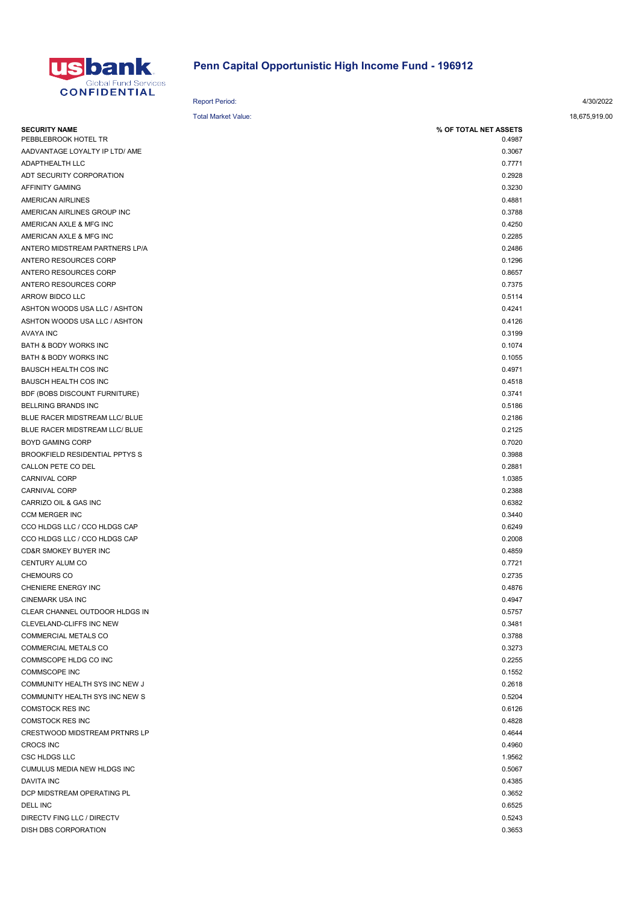# Penn Capital Opportunistic High Income Fund - 196912

**usbank** Global Fund Services
**CONFIDENTIAL**

Report Period: 4/30/2022

Total Market Value: 18,675,919.00

| SECURITY NAME | % OF TOTAL NET ASSETS |
|---|---|
| PEBBLEBROOK HOTEL TR | 0.4987 |
| AADVANTAGE LOYALTY IP LTD/ AME | 0.3067 |
| ADAPTHEALTH LLC | 0.7771 |
| ADT SECURITY CORPORATION | 0.2928 |
| AFFINITY GAMING | 0.3230 |
| AMERICAN AIRLINES | 0.4881 |
| AMERICAN AIRLINES GROUP INC | 0.3788 |
| AMERICAN AXLE & MFG INC | 0.4250 |
| AMERICAN AXLE & MFG INC | 0.2285 |
| ANTERO MIDSTREAM PARTNERS LP/A | 0.2486 |
| ANTERO RESOURCES CORP | 0.1296 |
| ANTERO RESOURCES CORP | 0.8657 |
| ANTERO RESOURCES CORP | 0.7375 |
| ARROW BIDCO LLC | 0.5114 |
| ASHTON WOODS USA LLC / ASHTON | 0.4241 |
| ASHTON WOODS USA LLC / ASHTON | 0.4126 |
| AVAYA INC | 0.3199 |
| BATH & BODY WORKS INC | 0.1074 |
| BATH & BODY WORKS INC | 0.1055 |
| BAUSCH HEALTH COS INC | 0.4971 |
| BAUSCH HEALTH COS INC | 0.4518 |
| BDF (BOBS DISCOUNT FURNITURE) | 0.3741 |
| BELLRING BRANDS INC | 0.5186 |
| BLUE RACER MIDSTREAM LLC/ BLUE | 0.2186 |
| BLUE RACER MIDSTREAM LLC/ BLUE | 0.2125 |
| BOYD GAMING CORP | 0.7020 |
| BROOKFIELD RESIDENTIAL PPTYS S | 0.3988 |
| CALLON PETE CO DEL | 0.2881 |
| CARNIVAL CORP | 1.0385 |
| CARNIVAL CORP | 0.2388 |
| CARRIZO OIL & GAS INC | 0.6382 |
| CCM MERGER INC | 0.3440 |
| CCO HLDGS LLC / CCO HLDGS CAP | 0.6249 |
| CCO HLDGS LLC / CCO HLDGS CAP | 0.2008 |
| CD&R SMOKEY BUYER INC | 0.4859 |
| CENTURY ALUM CO | 0.7721 |
| CHEMOURS CO | 0.2735 |
| CHENIERE ENERGY INC | 0.4876 |
| CINEMARK USA INC | 0.4947 |
| CLEAR CHANNEL OUTDOOR HLDGS IN | 0.5757 |
| CLEVELAND-CLIFFS INC NEW | 0.3481 |
| COMMERCIAL METALS CO | 0.3788 |
| COMMERCIAL METALS CO | 0.3273 |
| COMMSCOPE HLDG CO INC | 0.2255 |
| COMMSCOPE INC | 0.1552 |
| COMMUNITY HEALTH SYS INC NEW J | 0.2618 |
| COMMUNITY HEALTH SYS INC NEW S | 0.5204 |
| COMSTOCK RES INC | 0.6126 |
| COMSTOCK RES INC | 0.4828 |
| CRESTWOOD MIDSTREAM PRTNRS LP | 0.4644 |
| CROCS INC | 0.4960 |
| CSC HLDGS LLC | 1.9562 |
| CUMULUS MEDIA NEW HLDGS INC | 0.5067 |
| DAVITA INC | 0.4385 |
| DCP MIDSTREAM OPERATING PL | 0.3652 |
| DELL INC | 0.6525 |
| DIRECTV FING LLC / DIRECTV | 0.5243 |
| DISH DBS CORPORATION | 0.3653 |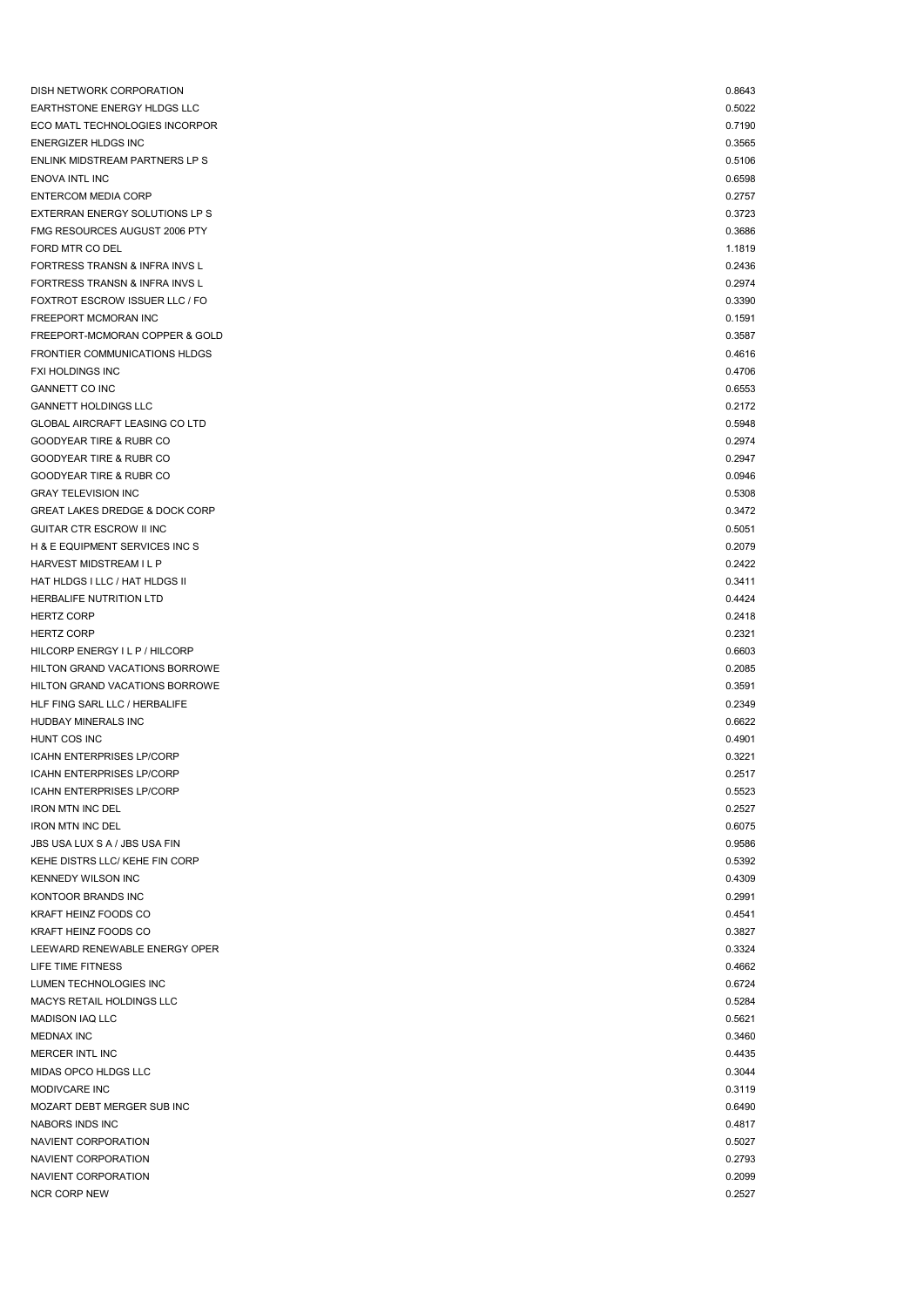| | |
|---|---|
| DISH NETWORK CORPORATION | 0.8643 |
| EARTHSTONE ENERGY HLDGS LLC | 0.5022 |
| ECO MATL TECHNOLOGIES INCORPOR | 0.7190 |
| ENERGIZER HLDGS INC | 0.3565 |
| ENLINK MIDSTREAM PARTNERS LP S | 0.5106 |
| ENOVA INTL INC | 0.6598 |
| ENTERCOM MEDIA CORP | 0.2757 |
| EXTERRAN ENERGY SOLUTIONS LP S | 0.3723 |
| FMG RESOURCES AUGUST 2006 PTY | 0.3686 |
| FORD MTR CO DEL | 1.1819 |
| FORTRESS TRANSN & INFRA INVS L | 0.2436 |
| FORTRESS TRANSN & INFRA INVS L | 0.2974 |
| FOXTROT ESCROW ISSUER LLC / FO | 0.3390 |
| FREEPORT MCMORAN INC | 0.1591 |
| FREEPORT-MCMORAN COPPER & GOLD | 0.3587 |
| FRONTIER COMMUNICATIONS HLDGS | 0.4616 |
| FXI HOLDINGS INC | 0.4706 |
| GANNETT CO INC | 0.6553 |
| GANNETT HOLDINGS LLC | 0.2172 |
| GLOBAL AIRCRAFT LEASING CO LTD | 0.5948 |
| GOODYEAR TIRE & RUBR CO | 0.2974 |
| GOODYEAR TIRE & RUBR CO | 0.2947 |
| GOODYEAR TIRE & RUBR CO | 0.0946 |
| GRAY TELEVISION INC | 0.5308 |
| GREAT LAKES DREDGE & DOCK CORP | 0.3472 |
| GUITAR CTR ESCROW II INC | 0.5051 |
| H & E EQUIPMENT SERVICES INC S | 0.2079 |
| HARVEST MIDSTREAM I L P | 0.2422 |
| HAT HLDGS I LLC / HAT HLDGS II | 0.3411 |
| HERBALIFE NUTRITION LTD | 0.4424 |
| HERTZ CORP | 0.2418 |
| HERTZ CORP | 0.2321 |
| HILCORP ENERGY I L P / HILCORP | 0.6603 |
| HILTON GRAND VACATIONS BORROWE | 0.2085 |
| HILTON GRAND VACATIONS BORROWE | 0.3591 |
| HLF FING SARL LLC / HERBALIFE | 0.2349 |
| HUDBAY MINERALS INC | 0.6622 |
| HUNT COS INC | 0.4901 |
| ICAHN ENTERPRISES LP/CORP | 0.3221 |
| ICAHN ENTERPRISES LP/CORP | 0.2517 |
| ICAHN ENTERPRISES LP/CORP | 0.5523 |
| IRON MTN INC DEL | 0.2527 |
| IRON MTN INC DEL | 0.6075 |
| JBS USA LUX S A / JBS USA FIN | 0.9586 |
| KEHE DISTRS LLC/ KEHE FIN CORP | 0.5392 |
| KENNEDY WILSON INC | 0.4309 |
| KONTOOR BRANDS INC | 0.2991 |
| KRAFT HEINZ FOODS CO | 0.4541 |
| KRAFT HEINZ FOODS CO | 0.3827 |
| LEEWARD RENEWABLE ENERGY OPER | 0.3324 |
| LIFE TIME FITNESS | 0.4662 |
| LUMEN TECHNOLOGIES INC | 0.6724 |
| MACYS RETAIL HOLDINGS LLC | 0.5284 |
| MADISON IAQ LLC | 0.5621 |
| MEDNAX INC | 0.3460 |
| MERCER INTL INC | 0.4435 |
| MIDAS OPCO HLDGS LLC | 0.3044 |
| MODIVCARE INC | 0.3119 |
| MOZART DEBT MERGER SUB INC | 0.6490 |
| NABORS INDS INC | 0.4817 |
| NAVIENT CORPORATION | 0.5027 |
| NAVIENT CORPORATION | 0.2793 |
| NAVIENT CORPORATION | 0.2099 |
| NCR CORP NEW | 0.2527 |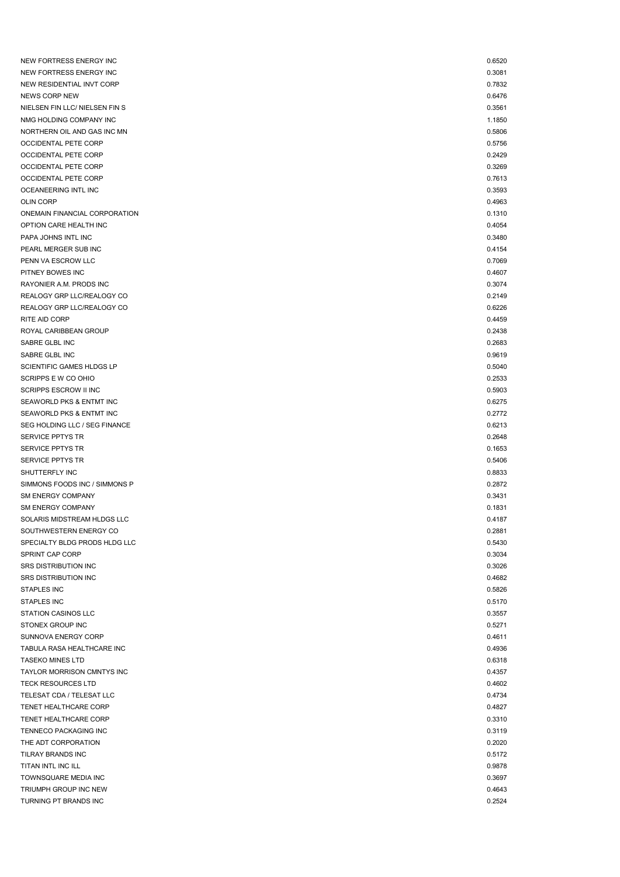| | |
|---|---|
| NEW FORTRESS ENERGY INC | 0.6520 |
| NEW FORTRESS ENERGY INC | 0.3081 |
| NEW RESIDENTIAL INVT CORP | 0.7832 |
| NEWS CORP NEW | 0.6476 |
| NIELSEN FIN LLC/ NIELSEN FIN S | 0.3561 |
| NMG HOLDING COMPANY INC | 1.1850 |
| NORTHERN OIL AND GAS INC MN | 0.5806 |
| OCCIDENTAL PETE CORP | 0.5756 |
| OCCIDENTAL PETE CORP | 0.2429 |
| OCCIDENTAL PETE CORP | 0.3269 |
| OCCIDENTAL PETE CORP | 0.7613 |
| OCEANEERING INTL INC | 0.3593 |
| OLIN CORP | 0.4963 |
| ONEMAIN FINANCIAL CORPORATION | 0.1310 |
| OPTION CARE HEALTH INC | 0.4054 |
| PAPA JOHNS INTL INC | 0.3480 |
| PEARL MERGER SUB INC | 0.4154 |
| PENN VA ESCROW LLC | 0.7069 |
| PITNEY BOWES INC | 0.4607 |
| RAYONIER A.M. PRODS INC | 0.3074 |
| REALOGY GRP LLC/REALOGY CO | 0.2149 |
| REALOGY GRP LLC/REALOGY CO | 0.6226 |
| RITE AID CORP | 0.4459 |
| ROYAL CARIBBEAN GROUP | 0.2438 |
| SABRE GLBL INC | 0.2683 |
| SABRE GLBL INC | 0.9619 |
| SCIENTIFIC GAMES HLDGS LP | 0.5040 |
| SCRIPPS E W CO OHIO | 0.2533 |
| SCRIPPS ESCROW II INC | 0.5903 |
| SEAWORLD PKS & ENTMT INC | 0.6275 |
| SEAWORLD PKS & ENTMT INC | 0.2772 |
| SEG HOLDING LLC / SEG FINANCE | 0.6213 |
| SERVICE PPTYS TR | 0.2648 |
| SERVICE PPTYS TR | 0.1653 |
| SERVICE PPTYS TR | 0.5406 |
| SHUTTERFLY INC | 0.8833 |
| SIMMONS FOODS INC / SIMMONS P | 0.2872 |
| SM ENERGY COMPANY | 0.3431 |
| SM ENERGY COMPANY | 0.1831 |
| SOLARIS MIDSTREAM HLDGS LLC | 0.4187 |
| SOUTHWESTERN ENERGY CO | 0.2881 |
| SPECIALTY BLDG PRODS HLDG LLC | 0.5430 |
| SPRINT CAP CORP | 0.3034 |
| SRS DISTRIBUTION INC | 0.3026 |
| SRS DISTRIBUTION INC | 0.4682 |
| STAPLES INC | 0.5826 |
| STAPLES INC | 0.5170 |
| STATION CASINOS LLC | 0.3557 |
| STONEX GROUP INC | 0.5271 |
| SUNNOVA ENERGY CORP | 0.4611 |
| TABULA RASA HEALTHCARE INC | 0.4936 |
| TASEKO MINES LTD | 0.6318 |
| TAYLOR MORRISON CMNTYS INC | 0.4357 |
| TECK RESOURCES LTD | 0.4602 |
| TELESAT CDA / TELESAT LLC | 0.4734 |
| TENET HEALTHCARE CORP | 0.4827 |
| TENET HEALTHCARE CORP | 0.3310 |
| TENNECO PACKAGING INC | 0.3119 |
| THE ADT CORPORATION | 0.2020 |
| TILRAY BRANDS INC | 0.5172 |
| TITAN INTL INC ILL | 0.9878 |
| TOWNSQUARE MEDIA INC | 0.3697 |
| TRIUMPH GROUP INC NEW | 0.4643 |
| TURNING PT BRANDS INC | 0.2524 |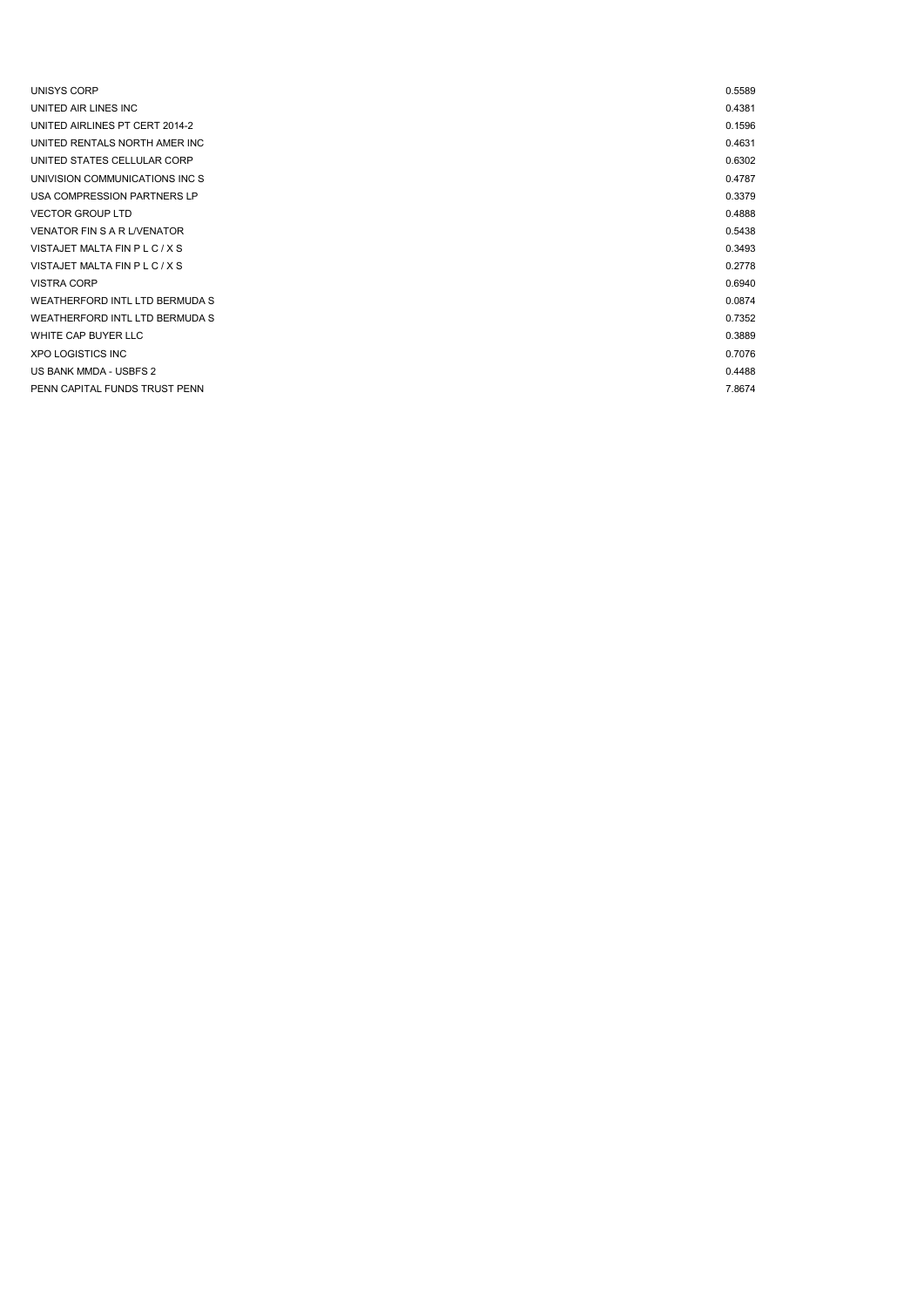| | |
|---|---|
| UNISYS CORP | 0.5589 |
| UNITED AIR LINES INC | 0.4381 |
| UNITED AIRLINES PT CERT 2014-2 | 0.1596 |
| UNITED RENTALS NORTH AMER INC | 0.4631 |
| UNITED STATES CELLULAR CORP | 0.6302 |
| UNIVISION COMMUNICATIONS INC S | 0.4787 |
| USA COMPRESSION PARTNERS LP | 0.3379 |
| VECTOR GROUP LTD | 0.4888 |
| VENATOR FIN S A R L/VENATOR | 0.5438 |
| VISTAJET MALTA FIN P L C / X S | 0.3493 |
| VISTAJET MALTA FIN P L C / X S | 0.2778 |
| VISTRA CORP | 0.6940 |
| WEATHERFORD INTL LTD BERMUDA S | 0.0874 |
| WEATHERFORD INTL LTD BERMUDA S | 0.7352 |
| WHITE CAP BUYER LLC | 0.3889 |
| XPO LOGISTICS INC | 0.7076 |
| US BANK MMDA - USBFS 2 | 0.4488 |
| PENN CAPITAL FUNDS TRUST PENN | 7.8674 |